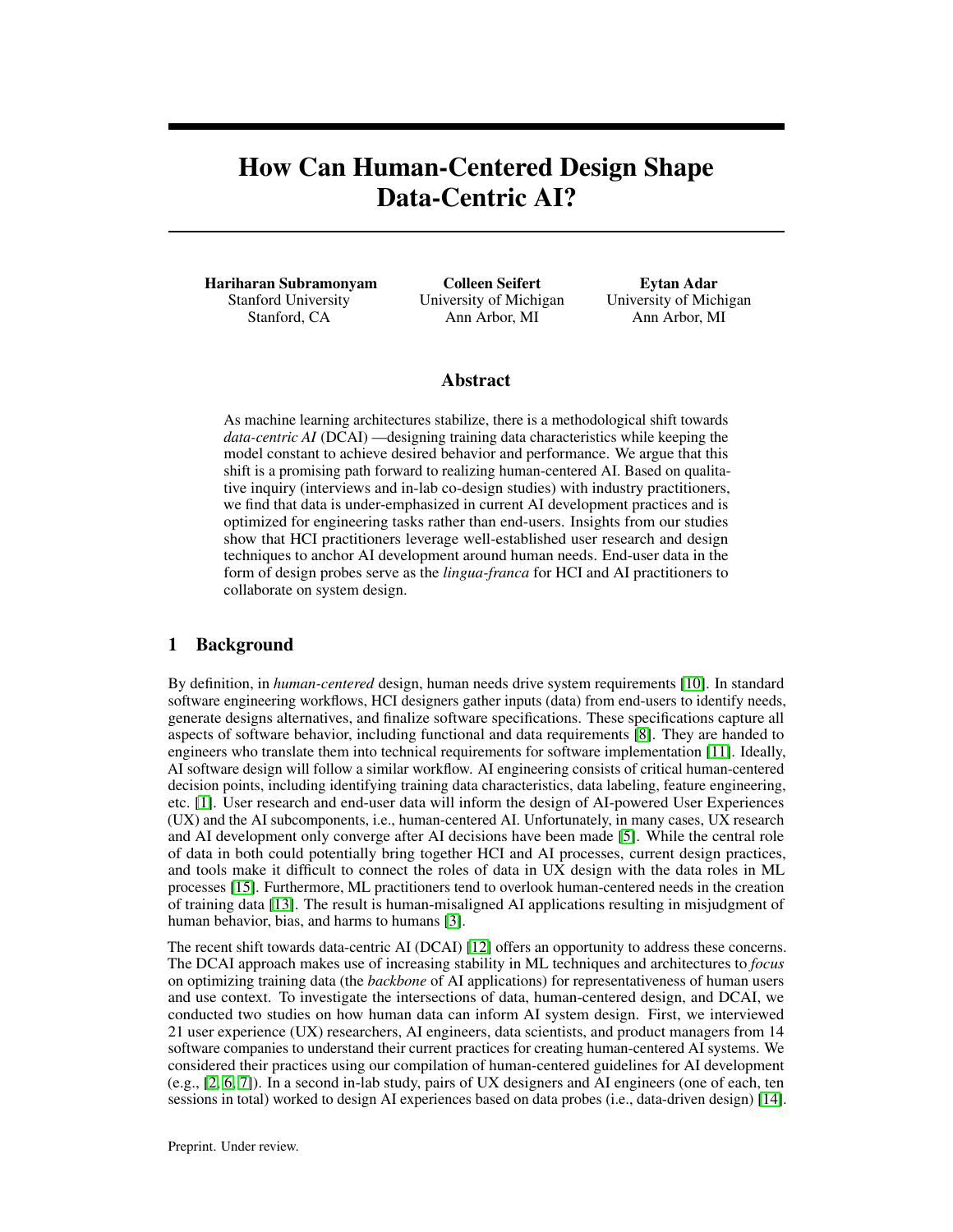# How Can Human-Centered Design Shape Data-Centric AI?

**Hariharan Subramonyam**
Stanford University
Stanford, CA

**Colleen Seifert**
University of Michigan
Ann Arbor, MI

**Eytan Adar**
University of Michigan
Ann Arbor, MI

## Abstract

As machine learning architectures stabilize, there is a methodological shift towards *data-centric AI* (DCAI) —designing training data characteristics while keeping the model constant to achieve desired behavior and performance. We argue that this shift is a promising path forward to realizing human-centered AI. Based on qualitative inquiry (interviews and in-lab co-design studies) with industry practitioners, we find that data is under-emphasized in current AI development practices and is optimized for engineering tasks rather than end-users. Insights from our studies show that HCI practitioners leverage well-established user research and design techniques to anchor AI development around human needs. End-user data in the form of design probes serve as the *lingua-franca* for HCI and AI practitioners to collaborate on system design.

## 1 Background

By definition, in *human-centered* design, human needs drive system requirements [10]. In standard software engineering workflows, HCI designers gather inputs (data) from end-users to identify needs, generate designs alternatives, and finalize software specifications. These specifications capture all aspects of software behavior, including functional and data requirements [8]. They are handed to engineers who translate them into technical requirements for software implementation [11]. Ideally, AI software design will follow a similar workflow. AI engineering consists of critical human-centered decision points, including identifying training data characteristics, data labeling, feature engineering, etc. [1]. User research and end-user data will inform the design of AI-powered User Experiences (UX) and the AI subcomponents, i.e., human-centered AI. Unfortunately, in many cases, UX research and AI development only converge after AI decisions have been made [5]. While the central role of data in both could potentially bring together HCI and AI processes, current design practices, and tools make it difficult to connect the roles of data in UX design with the data roles in ML processes [15]. Furthermore, ML practitioners tend to overlook human-centered needs in the creation of training data [13]. The result is human-misaligned AI applications resulting in misjudgment of human behavior, bias, and harms to humans [3].

The recent shift towards data-centric AI (DCAI) [12] offers an opportunity to address these concerns. The DCAI approach makes use of increasing stability in ML techniques and architectures to *focus* on optimizing training data (the *backbone* of AI applications) for representativeness of human users and use context. To investigate the intersections of data, human-centered design, and DCAI, we conducted two studies on how human data can inform AI system design. First, we interviewed 21 user experience (UX) researchers, AI engineers, data scientists, and product managers from 14 software companies to understand their current practices for creating human-centered AI systems. We considered their practices using our compilation of human-centered guidelines for AI development (e.g., [2, 6, 7]). In a second in-lab study, pairs of UX designers and AI engineers (one of each, ten sessions in total) worked to design AI experiences based on data probes (i.e., data-driven design) [14].

Preprint. Under review.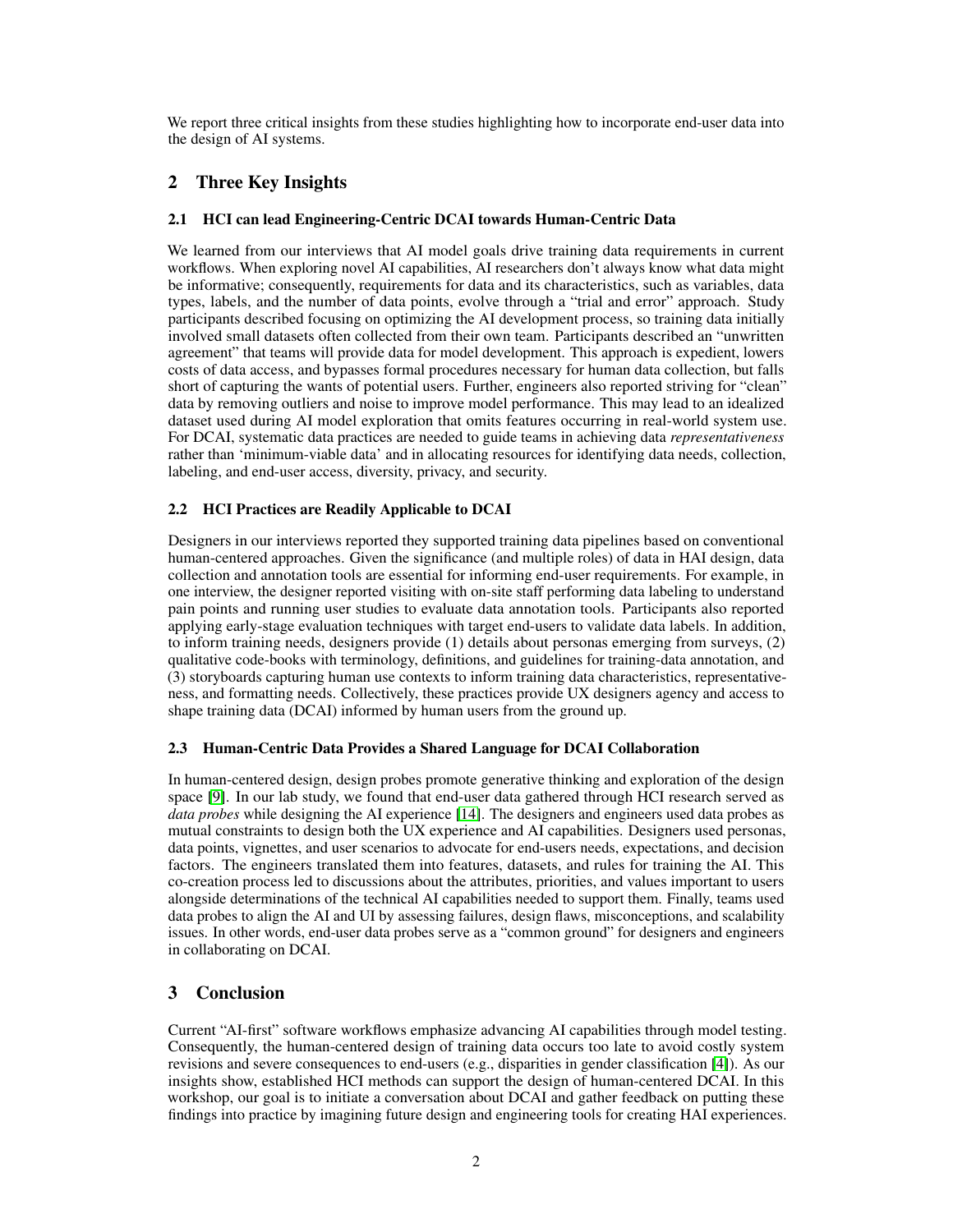We report three critical insights from these studies highlighting how to incorporate end-user data into the design of AI systems.

## 2 Three Key Insights

### 2.1 HCI can lead Engineering-Centric DCAI towards Human-Centric Data

We learned from our interviews that AI model goals drive training data requirements in current workflows. When exploring novel AI capabilities, AI researchers don't always know what data might be informative; consequently, requirements for data and its characteristics, such as variables, data types, labels, and the number of data points, evolve through a "trial and error" approach. Study participants described focusing on optimizing the AI development process, so training data initially involved small datasets often collected from their own team. Participants described an "unwritten agreement" that teams will provide data for model development. This approach is expedient, lowers costs of data access, and bypasses formal procedures necessary for human data collection, but falls short of capturing the wants of potential users. Further, engineers also reported striving for "clean" data by removing outliers and noise to improve model performance. This may lead to an idealized dataset used during AI model exploration that omits features occurring in real-world system use. For DCAI, systematic data practices are needed to guide teams in achieving data *representativeness* rather than 'minimum-viable data' and in allocating resources for identifying data needs, collection, labeling, and end-user access, diversity, privacy, and security.

### 2.2 HCI Practices are Readily Applicable to DCAI

Designers in our interviews reported they supported training data pipelines based on conventional human-centered approaches. Given the significance (and multiple roles) of data in HAI design, data collection and annotation tools are essential for informing end-user requirements. For example, in one interview, the designer reported visiting with on-site staff performing data labeling to understand pain points and running user studies to evaluate data annotation tools. Participants also reported applying early-stage evaluation techniques with target end-users to validate data labels. In addition, to inform training needs, designers provide (1) details about personas emerging from surveys, (2) qualitative code-books with terminology, definitions, and guidelines for training-data annotation, and (3) storyboards capturing human use contexts to inform training data characteristics, representativeness, and formatting needs. Collectively, these practices provide UX designers agency and access to shape training data (DCAI) informed by human users from the ground up.

### 2.3 Human-Centric Data Provides a Shared Language for DCAI Collaboration

In human-centered design, design probes promote generative thinking and exploration of the design space [9]. In our lab study, we found that end-user data gathered through HCI research served as *data probes* while designing the AI experience [14]. The designers and engineers used data probes as mutual constraints to design both the UX experience and AI capabilities. Designers used personas, data points, vignettes, and user scenarios to advocate for end-users needs, expectations, and decision factors. The engineers translated them into features, datasets, and rules for training the AI. This co-creation process led to discussions about the attributes, priorities, and values important to users alongside determinations of the technical AI capabilities needed to support them. Finally, teams used data probes to align the AI and UI by assessing failures, design flaws, misconceptions, and scalability issues. In other words, end-user data probes serve as a "common ground" for designers and engineers in collaborating on DCAI.

## 3 Conclusion

Current "AI-first" software workflows emphasize advancing AI capabilities through model testing. Consequently, the human-centered design of training data occurs too late to avoid costly system revisions and severe consequences to end-users (e.g., disparities in gender classification [4]). As our insights show, established HCI methods can support the design of human-centered DCAI. In this workshop, our goal is to initiate a conversation about DCAI and gather feedback on putting these findings into practice by imagining future design and engineering tools for creating HAI experiences.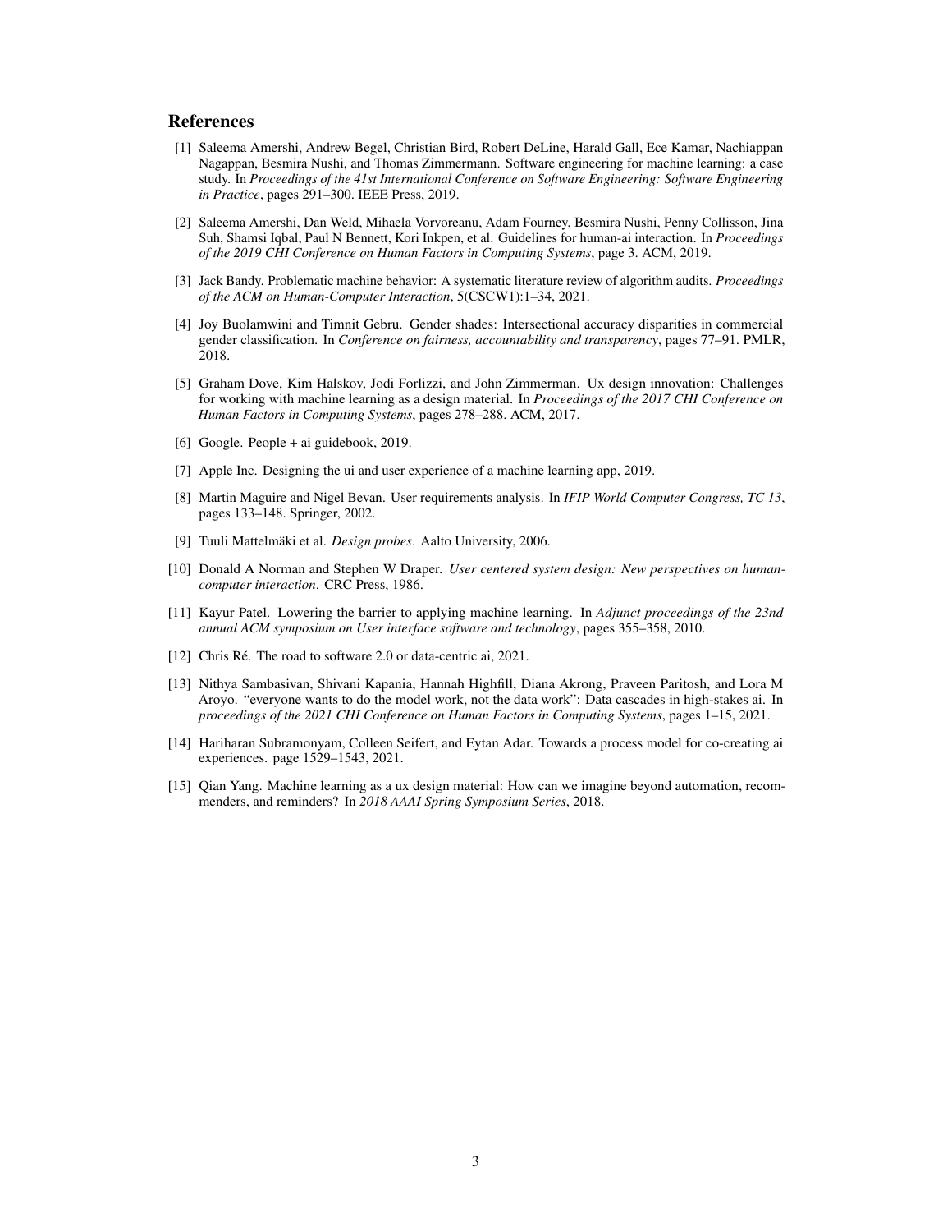## References

[1] Saleema Amershi, Andrew Begel, Christian Bird, Robert DeLine, Harald Gall, Ece Kamar, Nachiappan Nagappan, Besmira Nushi, and Thomas Zimmermann. Software engineering for machine learning: a case study. In *Proceedings of the 41st International Conference on Software Engineering: Software Engineering in Practice*, pages 291–300. IEEE Press, 2019.

[2] Saleema Amershi, Dan Weld, Mihaela Vorvoreanu, Adam Fourney, Besmira Nushi, Penny Collisson, Jina Suh, Shamsi Iqbal, Paul N Bennett, Kori Inkpen, et al. Guidelines for human-ai interaction. In *Proceedings of the 2019 CHI Conference on Human Factors in Computing Systems*, page 3. ACM, 2019.

[3] Jack Bandy. Problematic machine behavior: A systematic literature review of algorithm audits. *Proceedings of the ACM on Human-Computer Interaction*, 5(CSCW1):1–34, 2021.

[4] Joy Buolamwini and Timnit Gebru. Gender shades: Intersectional accuracy disparities in commercial gender classification. In *Conference on fairness, accountability and transparency*, pages 77–91. PMLR, 2018.

[5] Graham Dove, Kim Halskov, Jodi Forlizzi, and John Zimmerman. Ux design innovation: Challenges for working with machine learning as a design material. In *Proceedings of the 2017 CHI Conference on Human Factors in Computing Systems*, pages 278–288. ACM, 2017.

[6] Google. People + ai guidebook, 2019.

[7] Apple Inc. Designing the ui and user experience of a machine learning app, 2019.

[8] Martin Maguire and Nigel Bevan. User requirements analysis. In *IFIP World Computer Congress, TC 13*, pages 133–148. Springer, 2002.

[9] Tuuli Mattelmäki et al. *Design probes*. Aalto University, 2006.

[10] Donald A Norman and Stephen W Draper. *User centered system design: New perspectives on human-computer interaction*. CRC Press, 1986.

[11] Kayur Patel. Lowering the barrier to applying machine learning. In *Adjunct proceedings of the 23nd annual ACM symposium on User interface software and technology*, pages 355–358, 2010.

[12] Chris Ré. The road to software 2.0 or data-centric ai, 2021.

[13] Nithya Sambasivan, Shivani Kapania, Hannah Highfill, Diana Akrong, Praveen Paritosh, and Lora M Aroyo. "everyone wants to do the model work, not the data work": Data cascades in high-stakes ai. In *proceedings of the 2021 CHI Conference on Human Factors in Computing Systems*, pages 1–15, 2021.

[14] Hariharan Subramonyam, Colleen Seifert, and Eytan Adar. Towards a process model for co-creating ai experiences. page 1529–1543, 2021.

[15] Qian Yang. Machine learning as a ux design material: How can we imagine beyond automation, recommenders, and reminders? In *2018 AAAI Spring Symposium Series*, 2018.